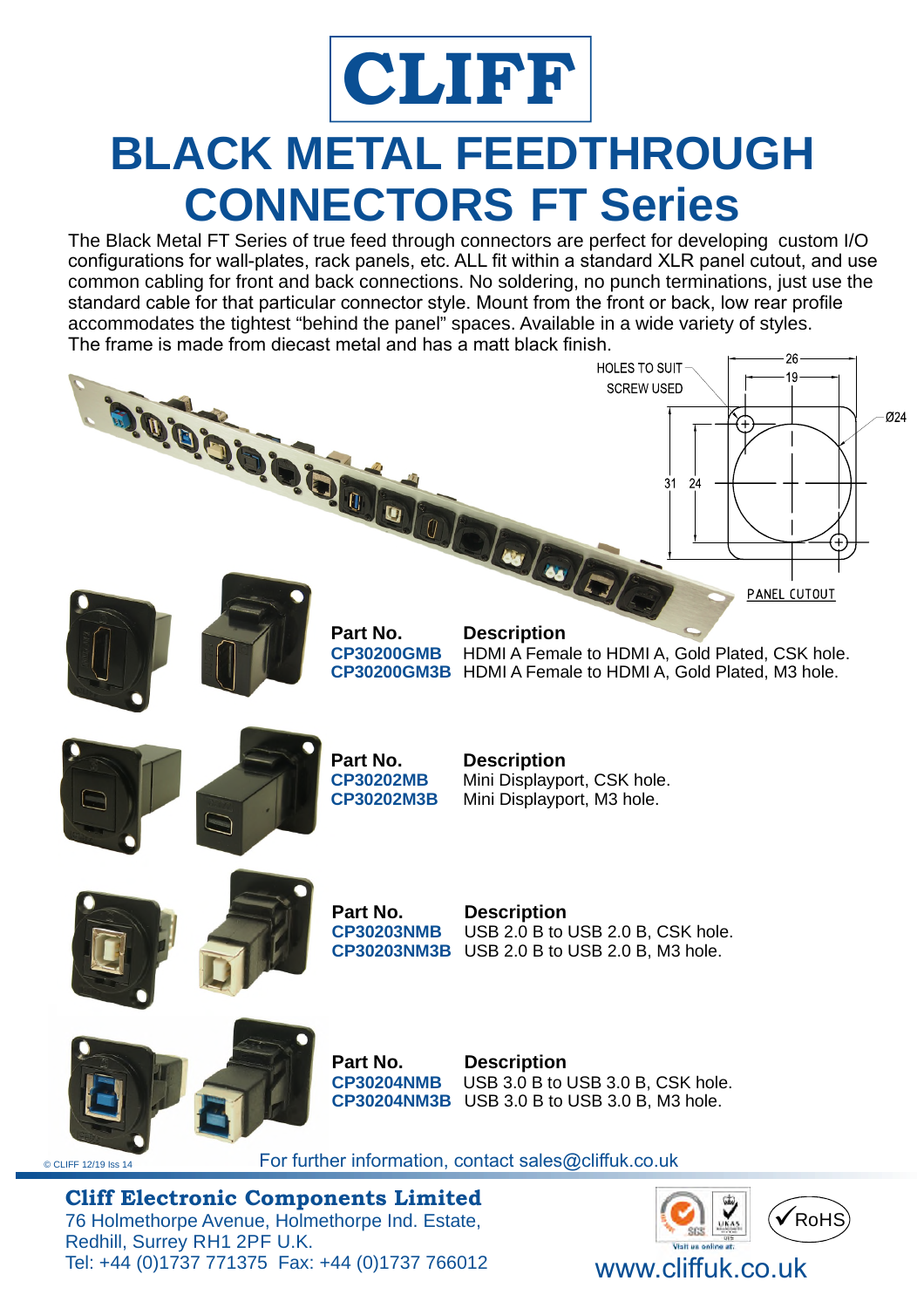# CLIFF

# BLACK METAL FEEDTHROUGH CONNECTORS FT Series

The Black Metal FT Series of true feed through connectors are perfect for developing custom I/O configurations for wall-plates, rack panels, etc. ALL fit within a standard XLR panel cutout, and use common cabling for front and back connections. No soldering, no punch terminations, just use the standard cable for that particular connector style. Mount from the front or back, low rear profile accommodates the tightest "behind the panel" spaces. Available in a wide variety of styles. The frame is made from diecast metal and has a matt black finish.

HOLES TO SUIT SCREW USED

26

19

Ø24

31

24

PANEL CUTOUT

| Part No. | Description |
| --- | --- |
| CP30200GMB | HDMI A Female to HDMI A, Gold Plated, CSK hole. |
| CP30200GM3B | HDMI A Female to HDMI A, Gold Plated, M3 hole. |

| Part No. | Description |
| --- | --- |
| CP30202MB | Mini Displayport, CSK hole. |
| CP30202M3B | Mini Displayport, M3 hole. |

| Part No. | Description |
| --- | --- |
| CP30203NMB | USB 2.0 B to USB 2.0 B, CSK hole. |
| CP30203NM3B | USB 2.0 B to USB 2.0 B, M3 hole. |

| Part No. | Description |
| --- | --- |
| CP30204NMB | USB 3.0 B to USB 3.0 B, CSK hole. |
| CP30204NM3B | USB 3.0 B to USB 3.0 B, M3 hole. |

© CLIFF 12/19 Iss 14

For further information, contact sales@cliffuk.co.uk

**Cliff Electronic Components Limited**
76 Holmethorpe Avenue, Holmethorpe Ind. Estate,
Redhill, Surrey RH1 2PF U.K.
Tel: +44 (0)1737 771375 Fax: +44 (0)1737 766012

RoHS

www.cliffuk.co.uk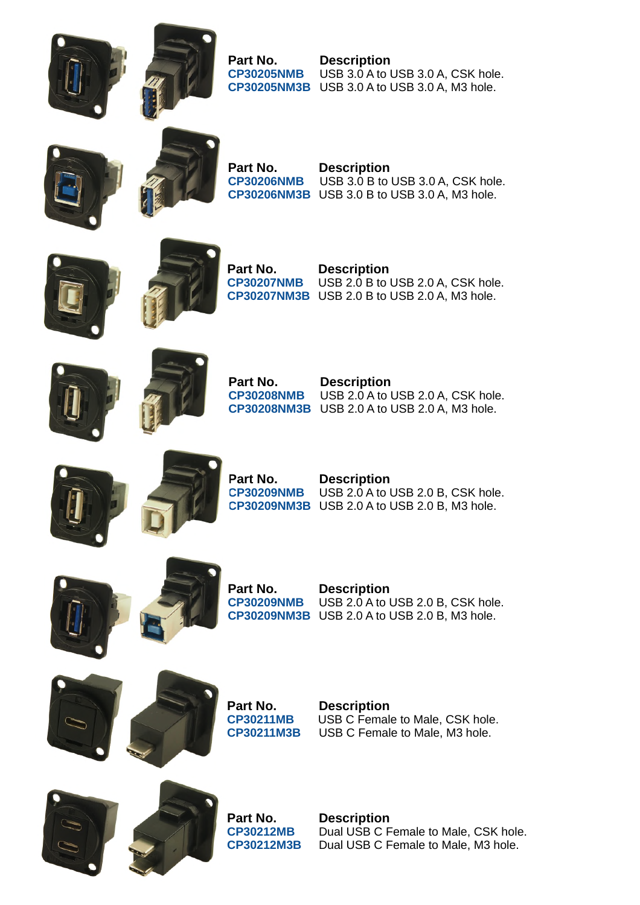| Part No. | Description |
| --- | --- |
| CP30205NMB | USB 3.0 A to USB 3.0 A, CSK hole. |
| CP30205NM3B | USB 3.0 A to USB 3.0 A, M3 hole. |

| Part No. | Description |
| --- | --- |
| CP30206NMB | USB 3.0 B to USB 3.0 A, CSK hole. |
| CP30206NM3B | USB 3.0 B to USB 3.0 A, M3 hole. |

| Part No. | Description |
| --- | --- |
| CP30207NMB | USB 2.0 B to USB 2.0 A, CSK hole. |
| CP30207NM3B | USB 2.0 B to USB 2.0 A, M3 hole. |

| Part No. | Description |
| --- | --- |
| CP30208NMB | USB 2.0 A to USB 2.0 A, CSK hole. |
| CP30208NM3B | USB 2.0 A to USB 2.0 A, M3 hole. |

| Part No. | Description |
| --- | --- |
| CP30209NMB | USB 2.0 A to USB 2.0 B, CSK hole. |
| CP30209NM3B | USB 2.0 A to USB 2.0 B, M3 hole. |

| Part No. | Description |
| --- | --- |
| CP30209NMB | USB 2.0 A to USB 2.0 B, CSK hole. |
| CP30209NM3B | USB 2.0 A to USB 2.0 B, M3 hole. |

| Part No. | Description |
| --- | --- |
| CP30211MB | USB C Female to Male, CSK hole. |
| CP30211M3B | USB C Female to Male, M3 hole. |

| Part No. | Description |
| --- | --- |
| CP30212MB | Dual USB C Female to Male, CSK hole. |
| CP30212M3B | Dual USB C Female to Male, M3 hole. |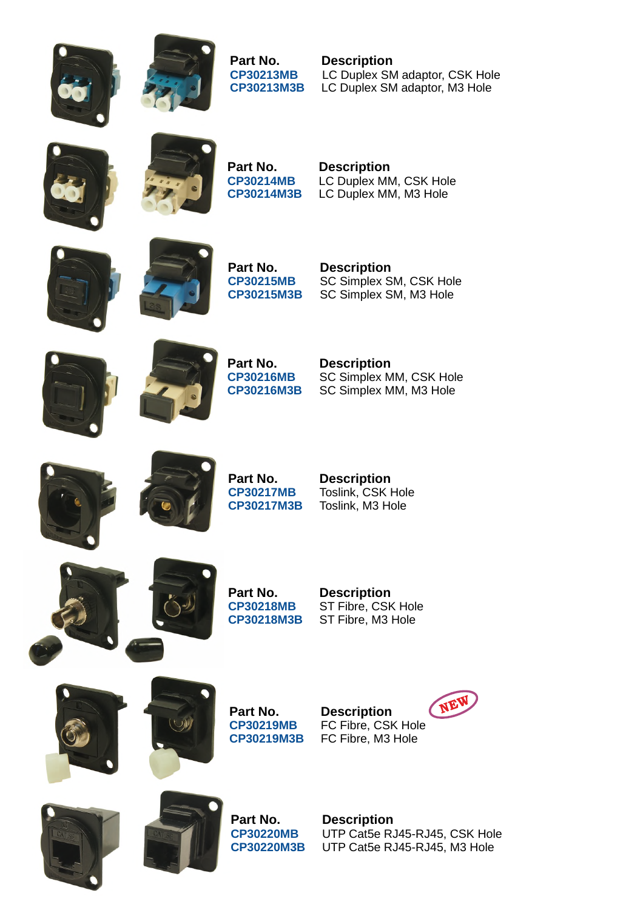| Part No. | Description |
| --- | --- |
| CP30213MB | LC Duplex SM adaptor, CSK Hole |
| CP30213M3B | LC Duplex SM adaptor, M3 Hole |

| Part No. | Description |
| --- | --- |
| CP30214MB | LC Duplex MM, CSK Hole |
| CP30214M3B | LC Duplex MM, M3 Hole |

| Part No. | Description |
| --- | --- |
| CP30215MB | SC Simplex SM, CSK Hole |
| CP30215M3B | SC Simplex SM, M3 Hole |

| Part No. | Description |
| --- | --- |
| CP30216MB | SC Simplex MM, CSK Hole |
| CP30216M3B | SC Simplex MM, M3 Hole |

| Part No. | Description |
| --- | --- |
| CP30217MB | Toslink, CSK Hole |
| CP30217M3B | Toslink, M3 Hole |

| Part No. | Description |
| --- | --- |
| CP30218MB | ST Fibre, CSK Hole |
| CP30218M3B | ST Fibre, M3 Hole |

NEW

| Part No. | Description |
| --- | --- |
| CP30219MB | FC Fibre, CSK Hole |
| CP30219M3B | FC Fibre, M3 Hole |

| Part No. | Description |
| --- | --- |
| CP30220MB | UTP Cat5e RJ45-RJ45, CSK Hole |
| CP30220M3B | UTP Cat5e RJ45-RJ45, M3 Hole |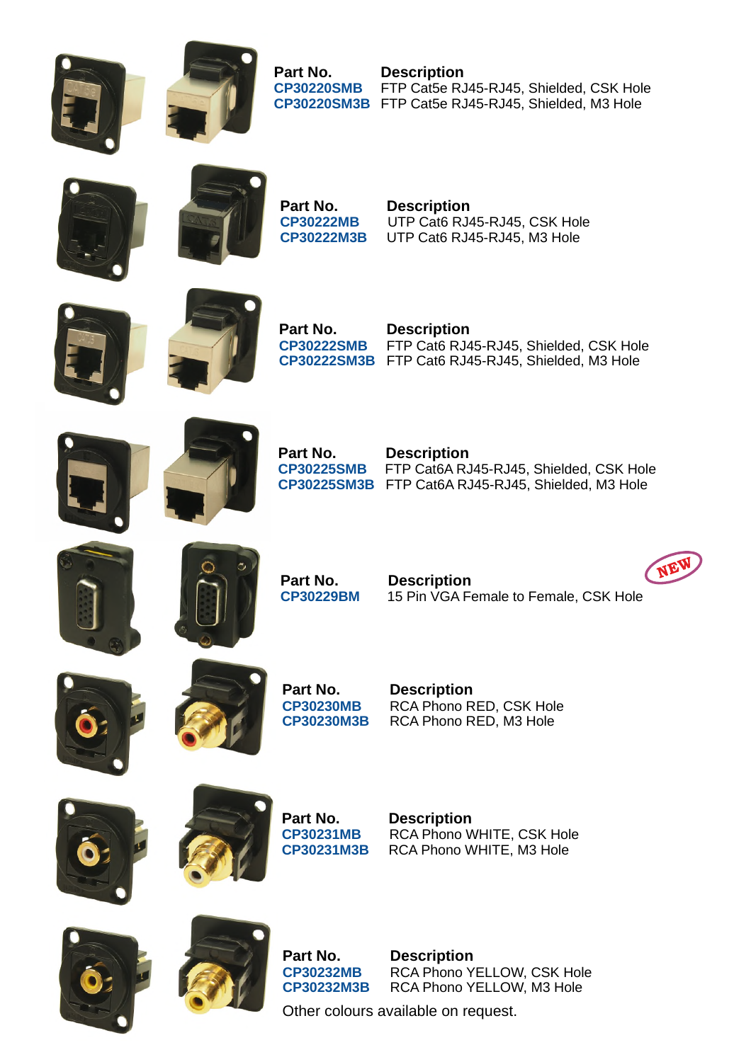| Part No. | Description |
|---|---|
| CP30220SMB | FTP Cat5e RJ45-RJ45, Shielded, CSK Hole |
| CP30220SM3B | FTP Cat5e RJ45-RJ45, Shielded, M3 Hole |

| Part No. | Description |
|---|---|
| CP30222MB | UTP Cat6 RJ45-RJ45, CSK Hole |
| CP30222M3B | UTP Cat6 RJ45-RJ45, M3 Hole |

| Part No. | Description |
|---|---|
| CP30222SMB | FTP Cat6 RJ45-RJ45, Shielded, CSK Hole |
| CP30222SM3B | FTP Cat6 RJ45-RJ45, Shielded, M3 Hole |

| Part No. | Description |
|---|---|
| CP30225SMB | FTP Cat6A RJ45-RJ45, Shielded, CSK Hole |
| CP30225SM3B | FTP Cat6A RJ45-RJ45, Shielded, M3 Hole |

NEW

| Part No. | Description |
|---|---|
| CP30229BM | 15 Pin VGA Female to Female, CSK Hole |

| Part No. | Description |
|---|---|
| CP30230MB | RCA Phono RED, CSK Hole |
| CP30230M3B | RCA Phono RED, M3 Hole |

| Part No. | Description |
|---|---|
| CP30231MB | RCA Phono WHITE, CSK Hole |
| CP30231M3B | RCA Phono WHITE, M3 Hole |

| Part No. | Description |
|---|---|
| CP30232MB | RCA Phono YELLOW, CSK Hole |
| CP30232M3B | RCA Phono YELLOW, M3 Hole |

Other colours available on request.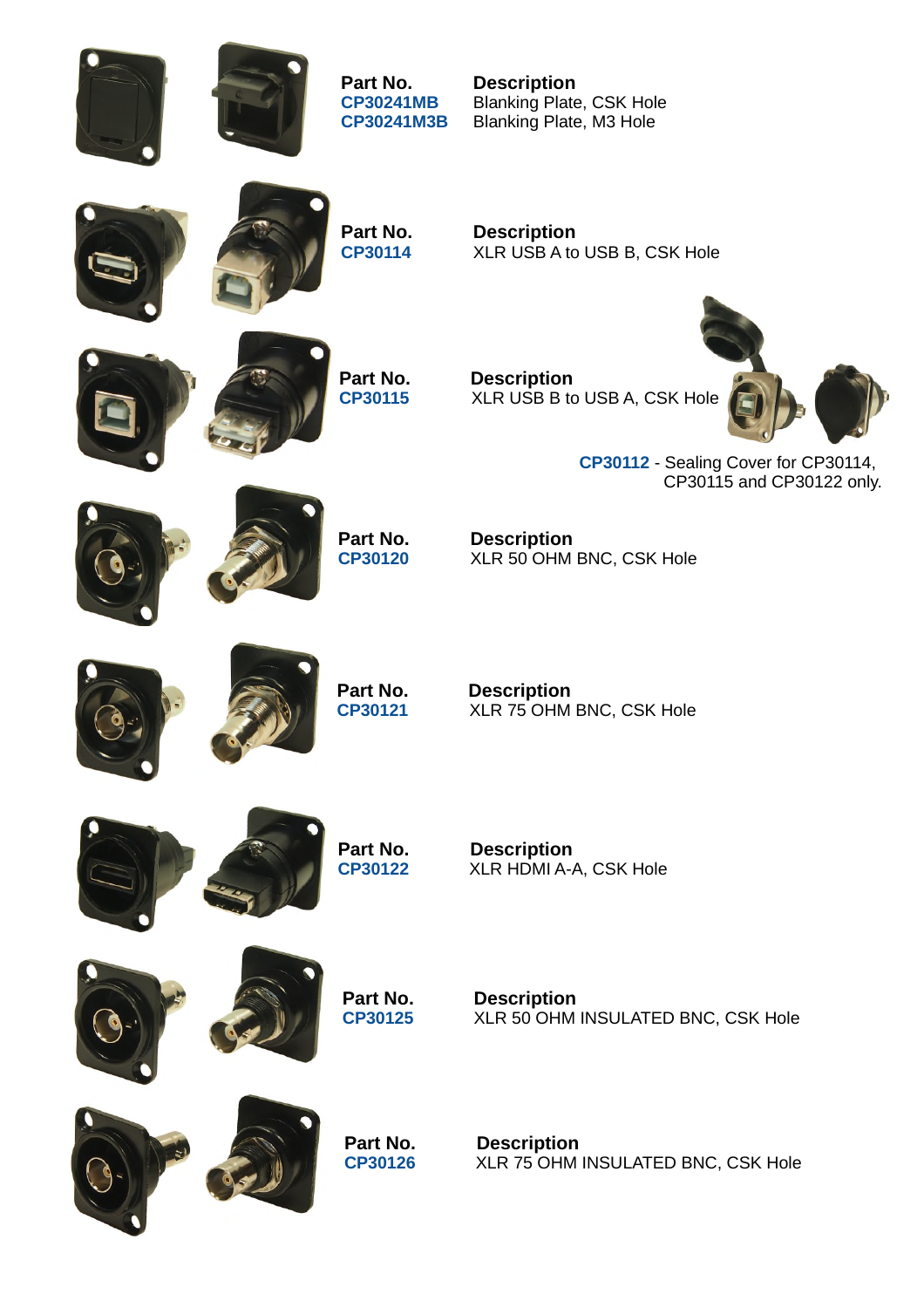| Part No. | Description |
| --- | --- |
| CP30241MB | Blanking Plate, CSK Hole |
| CP30241M3B | Blanking Plate, M3 Hole |

| Part No. | Description |
| --- | --- |
| CP30114 | XLR USB A to USB B, CSK Hole |

| Part No. | Description |
| --- | --- |
| CP30115 | XLR USB B to USB A, CSK Hole |

**CP30112** - Sealing Cover for CP30114, CP30115 and CP30122 only.

| Part No. | Description |
| --- | --- |
| CP30120 | XLR 50 OHM BNC, CSK Hole |

| Part No. | Description |
| --- | --- |
| CP30121 | XLR 75 OHM BNC, CSK Hole |

| Part No. | Description |
| --- | --- |
| CP30122 | XLR HDMI A-A, CSK Hole |

| Part No. | Description |
| --- | --- |
| CP30125 | XLR 50 OHM INSULATED BNC, CSK Hole |

| Part No. | Description |
| --- | --- |
| CP30126 | XLR 75 OHM INSULATED BNC, CSK Hole |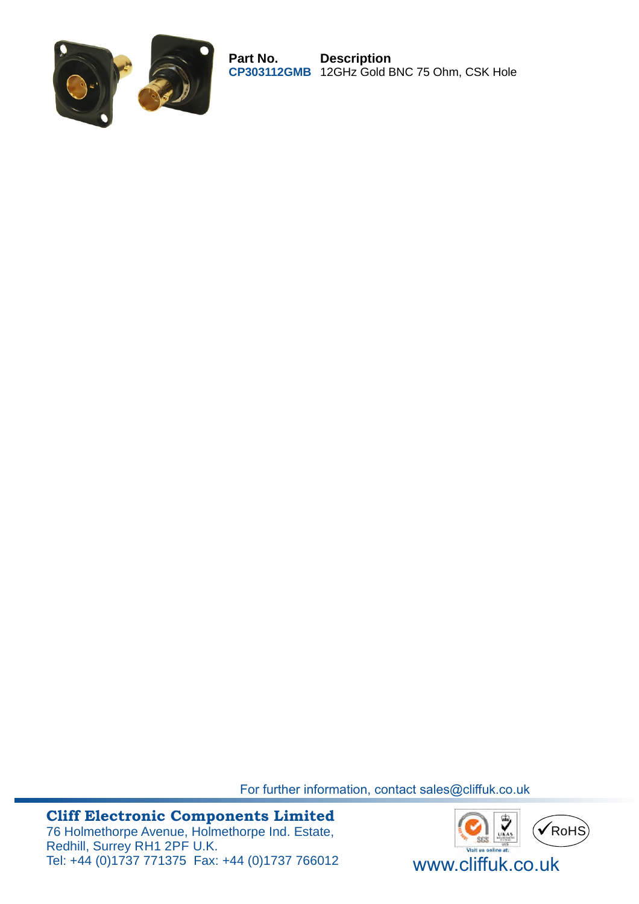| Part No. | Description |
|---|---|
| CP303112GMB | 12GHz Gold BNC 75 Ohm, CSK Hole |

For further information, contact sales@cliffuk.co.uk

**Cliff Electronic Components Limited**
76 Holmethorpe Avenue, Holmethorpe Ind. Estate,
Redhill, Surrey RH1 2PF U.K.
Tel: +44 (0)1737 771375 Fax: +44 (0)1737 766012

RoHS

www.cliffuk.co.uk